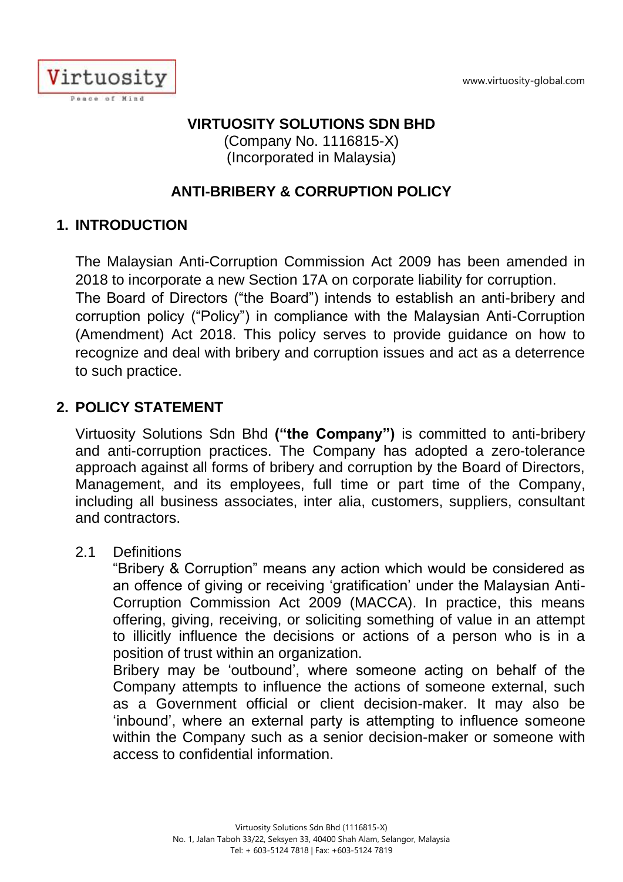**VIRTUOSITY SOLUTIONS SDN BHD**
(Company No. 1116815-X)
(Incorporated in Malaysia)

# ANTI-BRIBERY & CORRUPTION POLICY

## 1. INTRODUCTION

The Malaysian Anti-Corruption Commission Act 2009 has been amended in 2018 to incorporate a new Section 17A on corporate liability for corruption.
The Board of Directors ("the Board") intends to establish an anti-bribery and corruption policy ("Policy") in compliance with the Malaysian Anti-Corruption (Amendment) Act 2018. This policy serves to provide guidance on how to recognize and deal with bribery and corruption issues and act as a deterrence to such practice.

## 2. POLICY STATEMENT

Virtuosity Solutions Sdn Bhd **("the Company")** is committed to anti-bribery and anti-corruption practices. The Company has adopted a zero-tolerance approach against all forms of bribery and corruption by the Board of Directors, Management, and its employees, full time or part time of the Company, including all business associates, inter alia, customers, suppliers, consultant and contractors.

2.1 Definitions

"Bribery & Corruption" means any action which would be considered as an offence of giving or receiving 'gratification' under the Malaysian Anti-Corruption Commission Act 2009 (MACCA). In practice, this means offering, giving, receiving, or soliciting something of value in an attempt to illicitly influence the decisions or actions of a person who is in a position of trust within an organization.

Bribery may be 'outbound', where someone acting on behalf of the Company attempts to influence the actions of someone external, such as a Government official or client decision-maker. It may also be 'inbound', where an external party is attempting to influence someone within the Company such as a senior decision-maker or someone with access to confidential information.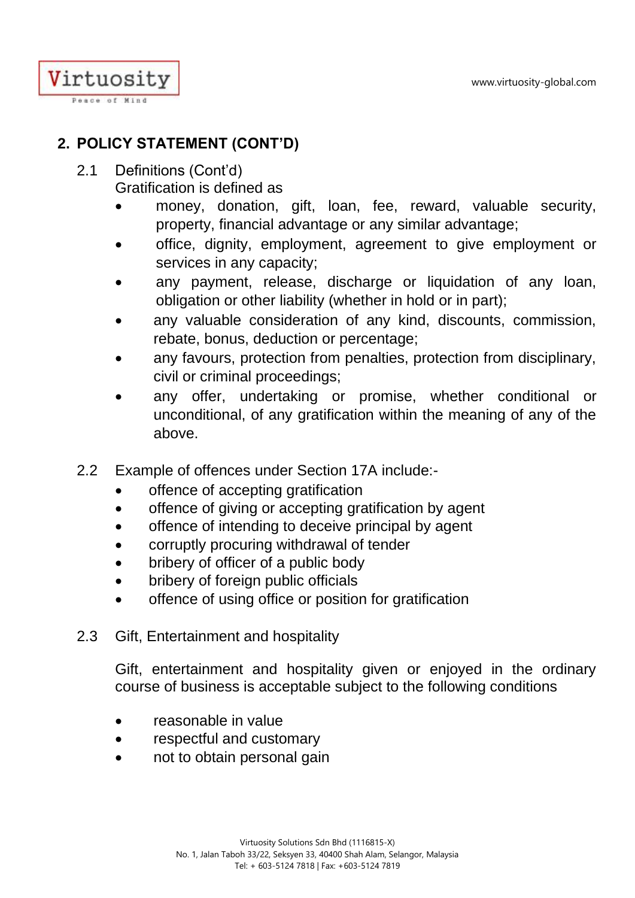## 2. POLICY STATEMENT (CONT'D)

2.1 Definitions (Cont'd)

Gratification is defined as

- money, donation, gift, loan, fee, reward, valuable security, property, financial advantage or any similar advantage;
- office, dignity, employment, agreement to give employment or services in any capacity;
- any payment, release, discharge or liquidation of any loan, obligation or other liability (whether in hold or in part);
- any valuable consideration of any kind, discounts, commission, rebate, bonus, deduction or percentage;
- any favours, protection from penalties, protection from disciplinary, civil or criminal proceedings;
- any offer, undertaking or promise, whether conditional or unconditional, of any gratification within the meaning of any of the above.

2.2 Example of offences under Section 17A include:-

- offence of accepting gratification
- offence of giving or accepting gratification by agent
- offence of intending to deceive principal by agent
- corruptly procuring withdrawal of tender
- bribery of officer of a public body
- bribery of foreign public officials
- offence of using office or position for gratification

2.3 Gift, Entertainment and hospitality

Gift, entertainment and hospitality given or enjoyed in the ordinary course of business is acceptable subject to the following conditions

- reasonable in value
- respectful and customary
- not to obtain personal gain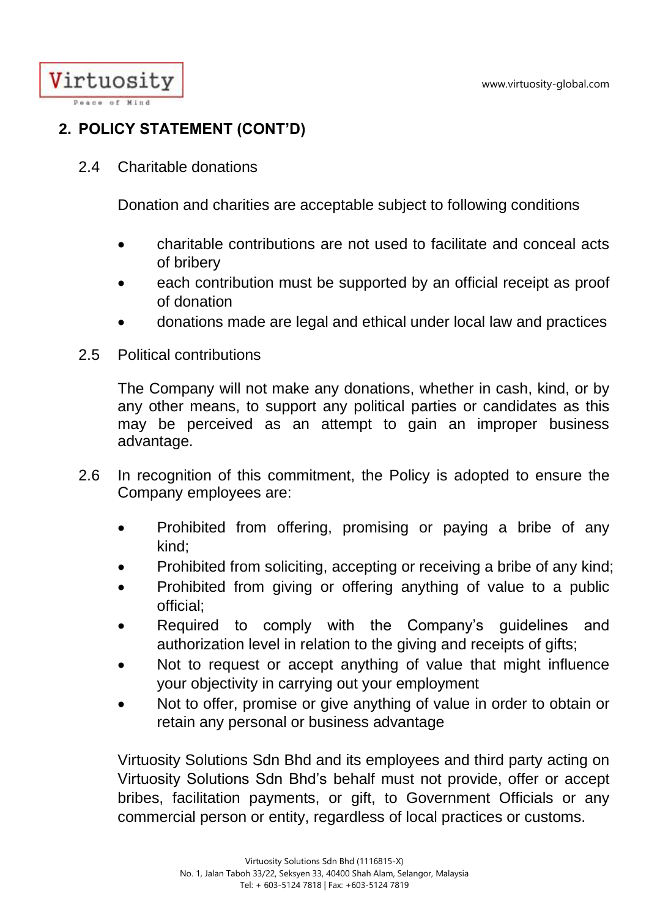## 2. POLICY STATEMENT (CONT'D)

2.4 Charitable donations

Donation and charities are acceptable subject to following conditions

- charitable contributions are not used to facilitate and conceal acts of bribery
- each contribution must be supported by an official receipt as proof of donation
- donations made are legal and ethical under local law and practices

2.5 Political contributions

The Company will not make any donations, whether in cash, kind, or by any other means, to support any political parties or candidates as this may be perceived as an attempt to gain an improper business advantage.

2.6 In recognition of this commitment, the Policy is adopted to ensure the Company employees are:

- Prohibited from offering, promising or paying a bribe of any kind;
- Prohibited from soliciting, accepting or receiving a bribe of any kind;
- Prohibited from giving or offering anything of value to a public official;
- Required to comply with the Company's guidelines and authorization level in relation to the giving and receipts of gifts;
- Not to request or accept anything of value that might influence your objectivity in carrying out your employment
- Not to offer, promise or give anything of value in order to obtain or retain any personal or business advantage

Virtuosity Solutions Sdn Bhd and its employees and third party acting on Virtuosity Solutions Sdn Bhd's behalf must not provide, offer or accept bribes, facilitation payments, or gift, to Government Officials or any commercial person or entity, regardless of local practices or customs.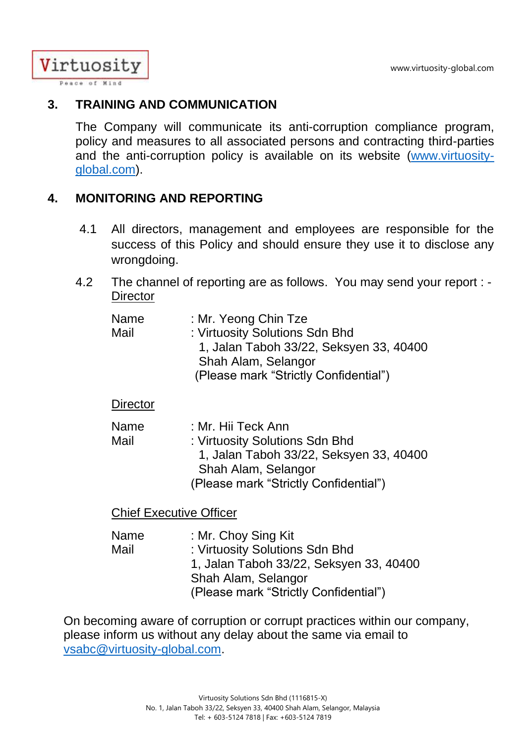## 3. TRAINING AND COMMUNICATION

The Company will communicate its anti-corruption compliance program, policy and measures to all associated persons and contracting third-parties and the anti-corruption policy is available on its website (www.virtuosity-global.com).

## 4. MONITORING AND REPORTING

4.1 All directors, management and employees are responsible for the success of this Policy and should ensure they use it to disclose any wrongdoing.

4.2 The channel of reporting are as follows. You may send your report : -

Director

Name : Mr. Yeong Chin Tze
Mail : Virtuosity Solutions Sdn Bhd
1, Jalan Taboh 33/22, Seksyen 33, 40400
Shah Alam, Selangor
(Please mark "Strictly Confidential")

Director

Name : Mr. Hii Teck Ann
Mail : Virtuosity Solutions Sdn Bhd
1, Jalan Taboh 33/22, Seksyen 33, 40400
Shah Alam, Selangor
(Please mark "Strictly Confidential")

Chief Executive Officer

Name : Mr. Choy Sing Kit
Mail : Virtuosity Solutions Sdn Bhd
1, Jalan Taboh 33/22, Seksyen 33, 40400
Shah Alam, Selangor
(Please mark "Strictly Confidential")

On becoming aware of corruption or corrupt practices within our company, please inform us without any delay about the same via email to vsabc@virtuosity-global.com.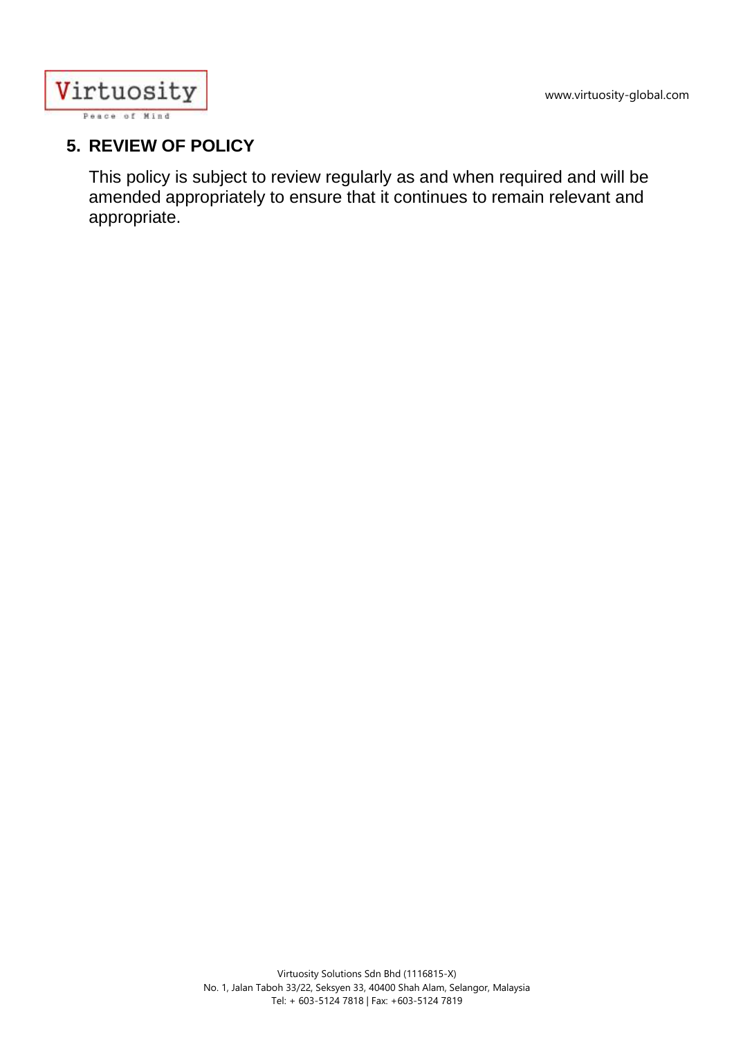## 5. REVIEW OF POLICY

This policy is subject to review regularly as and when required and will be amended appropriately to ensure that it continues to remain relevant and appropriate.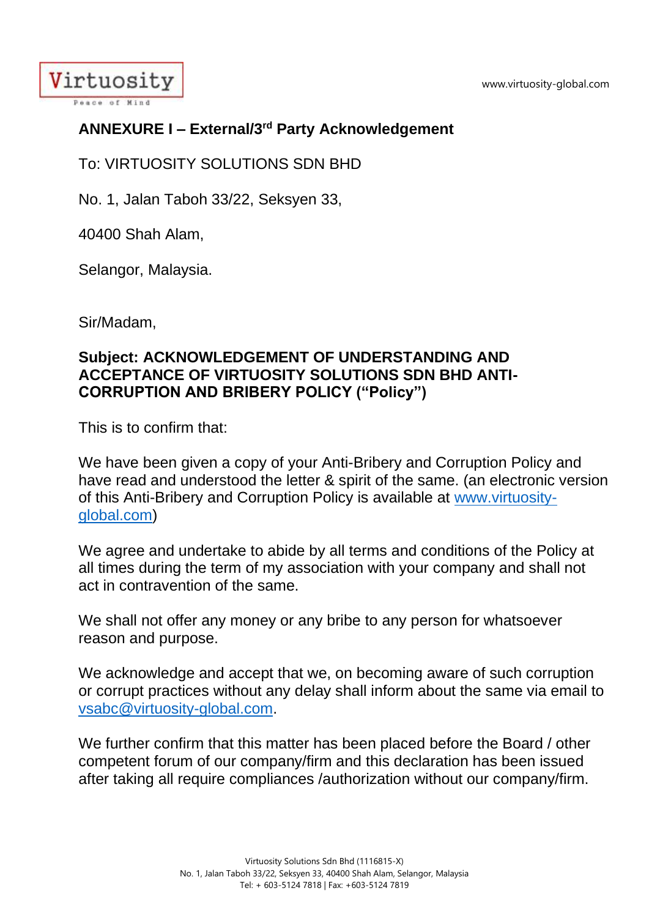## ANNEXURE I – External/3[rd] Party Acknowledgement

To: VIRTUOSITY SOLUTIONS SDN BHD

No. 1, Jalan Taboh 33/22, Seksyen 33,

40400 Shah Alam,

Selangor, Malaysia.

Sir/Madam,

**Subject: ACKNOWLEDGEMENT OF UNDERSTANDING AND ACCEPTANCE OF VIRTUOSITY SOLUTIONS SDN BHD ANTI-CORRUPTION AND BRIBERY POLICY ("Policy")**

This is to confirm that:

We have been given a copy of your Anti-Bribery and Corruption Policy and have read and understood the letter & spirit of the same. (an electronic version of this Anti-Bribery and Corruption Policy is available at [www.virtuosity-global.com](http://www.virtuosity-global.com))

We agree and undertake to abide by all terms and conditions of the Policy at all times during the term of my association with your company and shall not act in contravention of the same.

We shall not offer any money or any bribe to any person for whatsoever reason and purpose.

We acknowledge and accept that we, on becoming aware of such corruption or corrupt practices without any delay shall inform about the same via email to [vsabc@virtuosity-global.com](mailto:vsabc@virtuosity-global.com).

We further confirm that this matter has been placed before the Board / other competent forum of our company/firm and this declaration has been issued after taking all require compliances /authorization without our company/firm.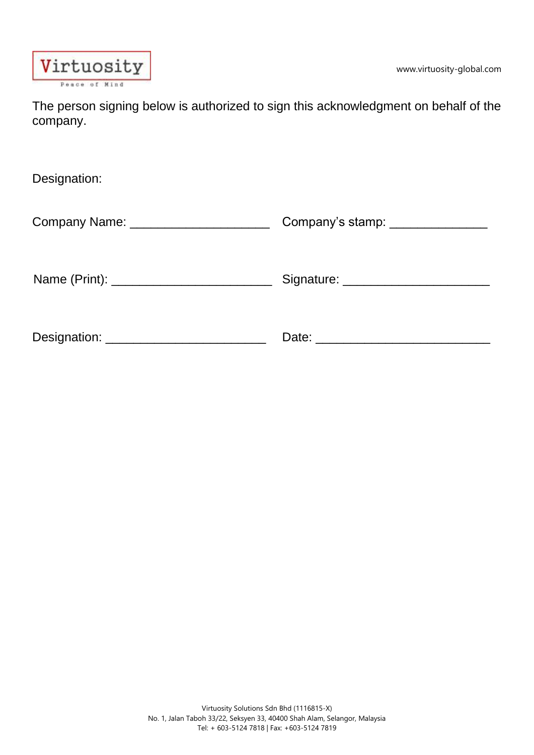The person signing below is authorized to sign this acknowledgment on behalf of the company.

Designation:

Company Name: ____________________ Company's stamp: ______________

Name (Print): _______________________ Signature: _____________________

Designation: _______________________ Date: _________________________